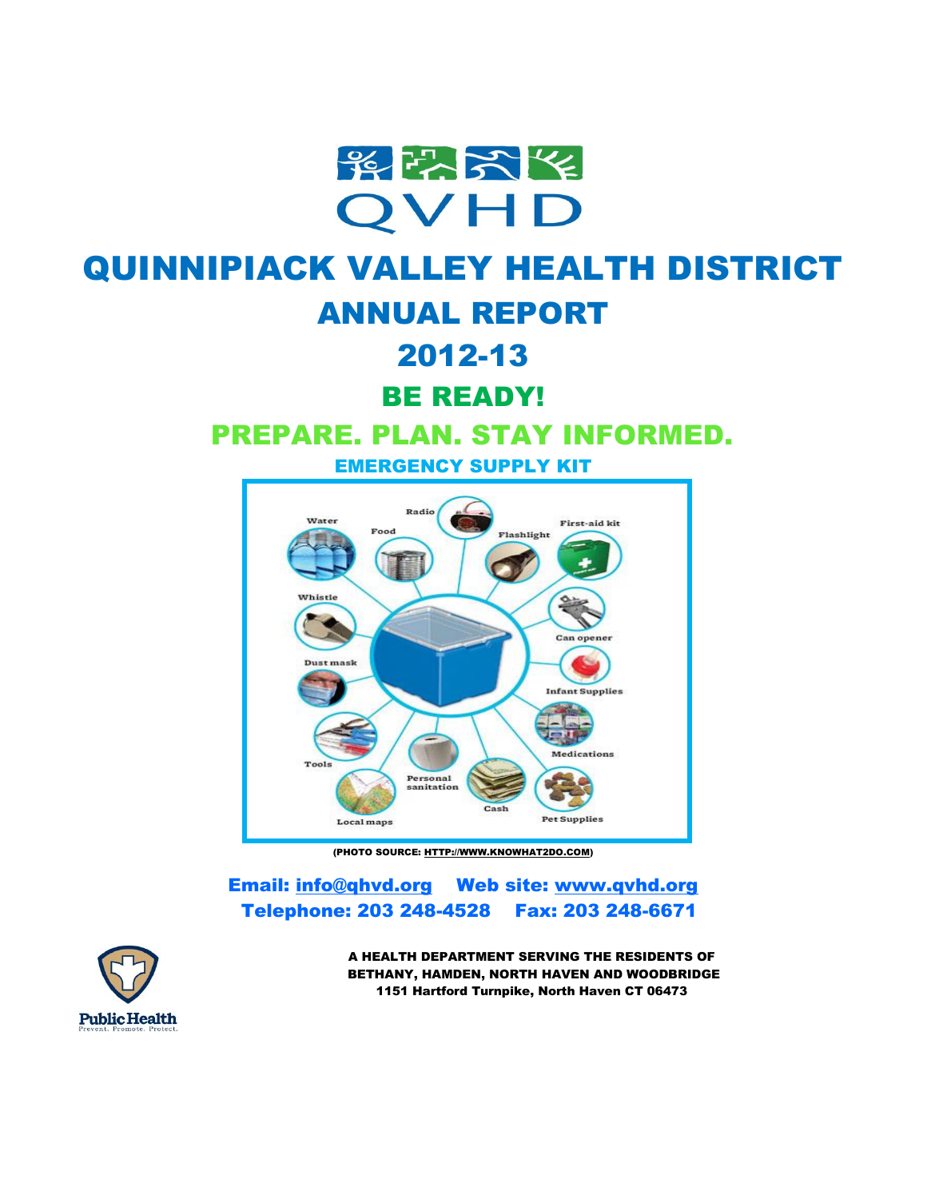QVHD

# QUINNIPIACK VALLEY HEALTH DISTRICT

## ANNUAL REPORT

## 2012-13

## BE READY!

## PREPARE. PLAN. STAY INFORMED.

### EMERGENCY SUPPLY KIT

Water, Food, Radio, Flashlight, First-aid kit, Whistle, Can opener, Dust mask, Infant Supplies, Tools, Medications, Personal sanitation, Cash, Local maps, Pet Supplies

(PHOTO SOURCE: HTTP://WWW.KNOWHAT2DO.COM)

**Email: info@qhvd.org Web site: www.qvhd.org**
**Telephone: 203 248-4528 Fax: 203 248-6671**

Public Health
Prevent. Promote. Protect.

**A HEALTH DEPARTMENT SERVING THE RESIDENTS OF BETHANY, HAMDEN, NORTH HAVEN AND WOODBRIDGE**
**1151 Hartford Turnpike, North Haven CT 06473**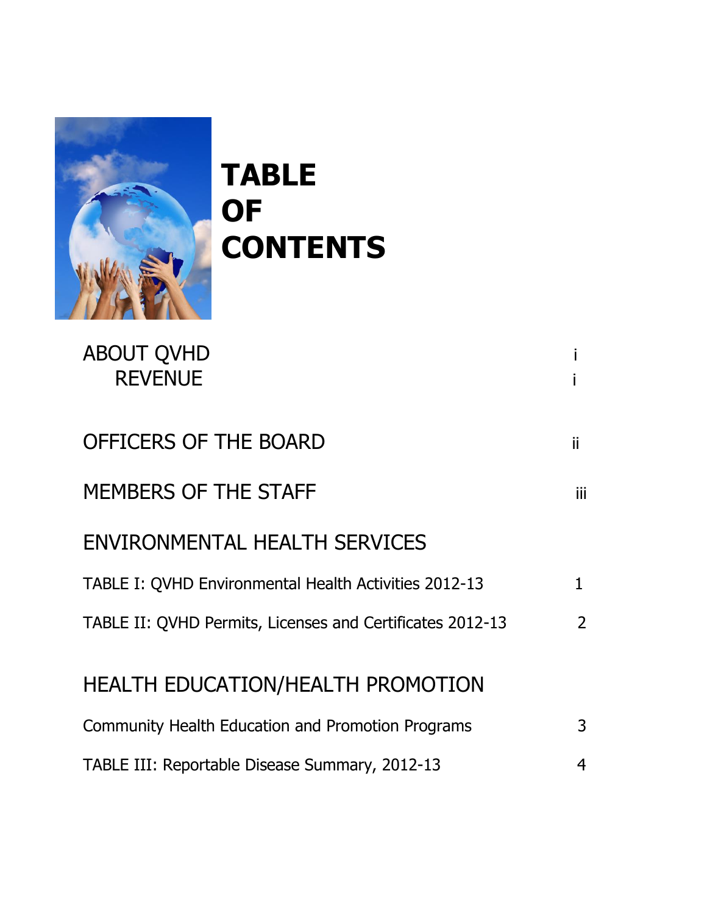# TABLE OF CONTENTS

| | |
|---|---|
| ABOUT QVHD | i |
| REVENUE | i |
| OFFICERS OF THE BOARD | ii |
| MEMBERS OF THE STAFF | iii |
| **ENVIRONMENTAL HEALTH SERVICES** | |
| TABLE I: QVHD Environmental Health Activities 2012-13 | 1 |
| TABLE II: QVHD Permits, Licenses and Certificates 2012-13 | 2 |
| **HEALTH EDUCATION/HEALTH PROMOTION** | |
| Community Health Education and Promotion Programs | 3 |
| TABLE III: Reportable Disease Summary, 2012-13 | 4 |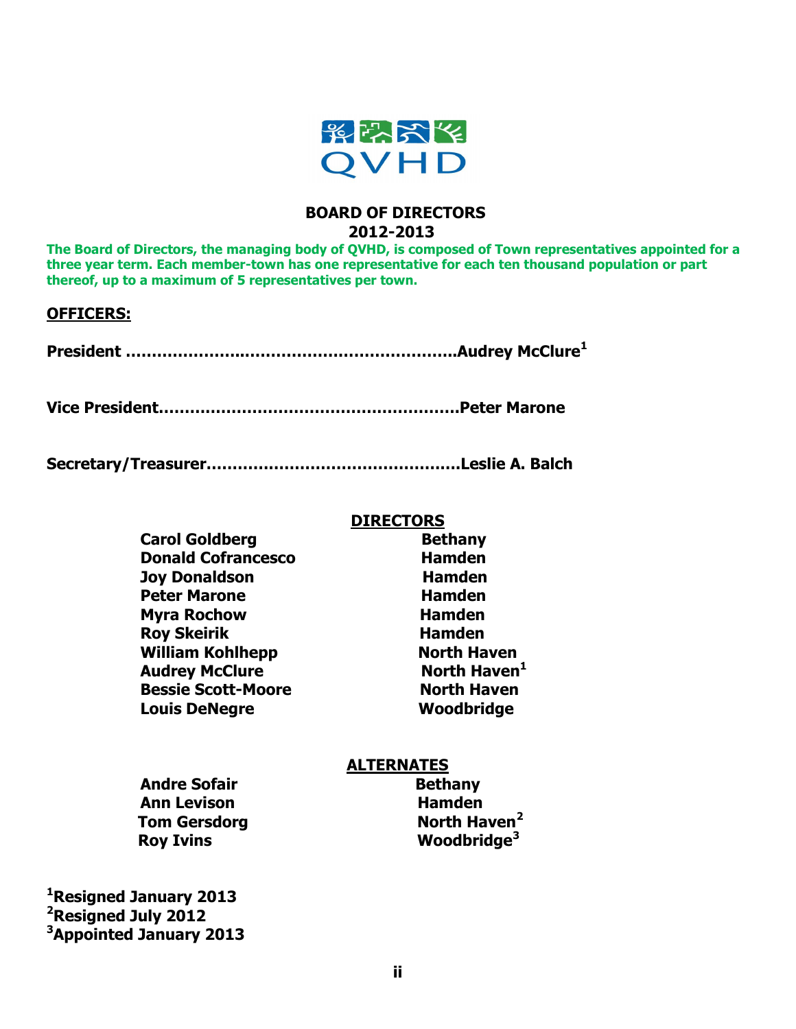QVHD

# BOARD OF DIRECTORS
## 2012-2013

**The Board of Directors, the managing body of QVHD, is composed of Town representatives appointed for a three year term. Each member-town has one representative for each ten thousand population or part thereof, up to a maximum of 5 representatives per town.**

**OFFICERS:**

**President ……………………………………………………….Audrey McClure[1]**

**Vice President………………………………………………….Peter Marone**

**Secretary/Treasurer…………………………………………Leslie A. Balch**

**DIRECTORS**

| Name | Town |
| --- | --- |
| **Carol Goldberg** | **Bethany** |
| **Donald Cofrancesco** | **Hamden** |
| **Joy Donaldson** | **Hamden** |
| **Peter Marone** | **Hamden** |
| **Myra Rochow** | **Hamden** |
| **Roy Skeirik** | **Hamden** |
| **William Kohlhepp** | **North Haven** |
| **Audrey McClure** | **North Haven[1]** |
| **Bessie Scott-Moore** | **North Haven** |
| **Louis DeNegre** | **Woodbridge** |

**ALTERNATES**

| Name | Town |
| --- | --- |
| **Andre Sofair** | **Bethany** |
| **Ann Levison** | **Hamden** |
| **Tom Gersdorg** | **North Haven[2]** |
| **Roy Ivins** | **Woodbridge[3]** |

**[1]Resigned January 2013**
**[2]Resigned July 2012**
**[3]Appointed January 2013**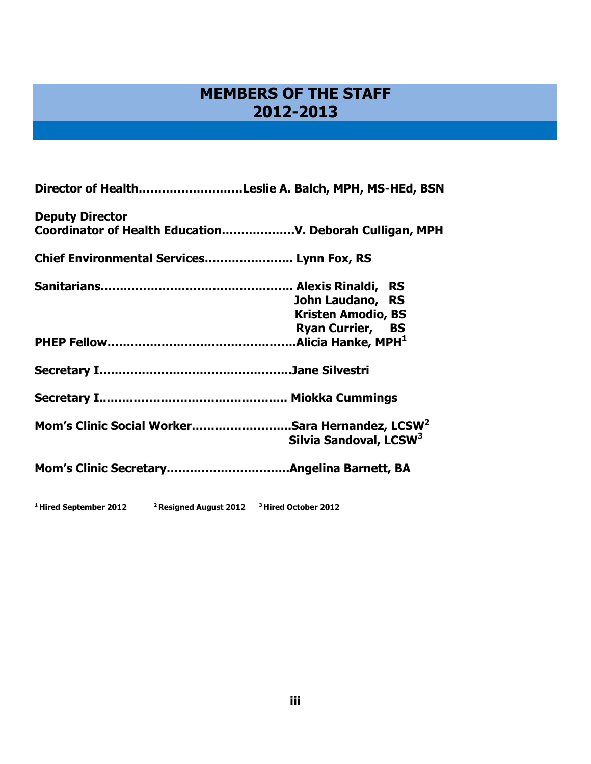# MEMBERS OF THE STAFF 2012-2013

**Director of Health……………………Leslie A. Balch, MPH, MS-HEd, BSN**

**Deputy Director**
**Coordinator of Health Education………………V. Deborah Culligan, MPH**

**Chief Environmental Services………………… Lynn Fox, RS**

**Sanitarians………………………………………… Alexis Rinaldi, RS**
**John Laudano, RS**
**Kristen Amodio, BS**
**Ryan Currier, BS**

**PHEP Fellow………………………………………Alicia Hanke, MPH[1]**

**Secretary I………………………………………Jane Silvestri**

**Secretary I……………………………………… Miokka Cummings**

**Mom's Clinic Social Worker……………………Sara Hernandez, LCSW[2]**
**Silvia Sandoval, LCSW[3]**

**Mom's Clinic Secretary…………………………Angelina Barnett, BA**

[1] Hired September 2012 [2] Resigned August 2012 [3] Hired October 2012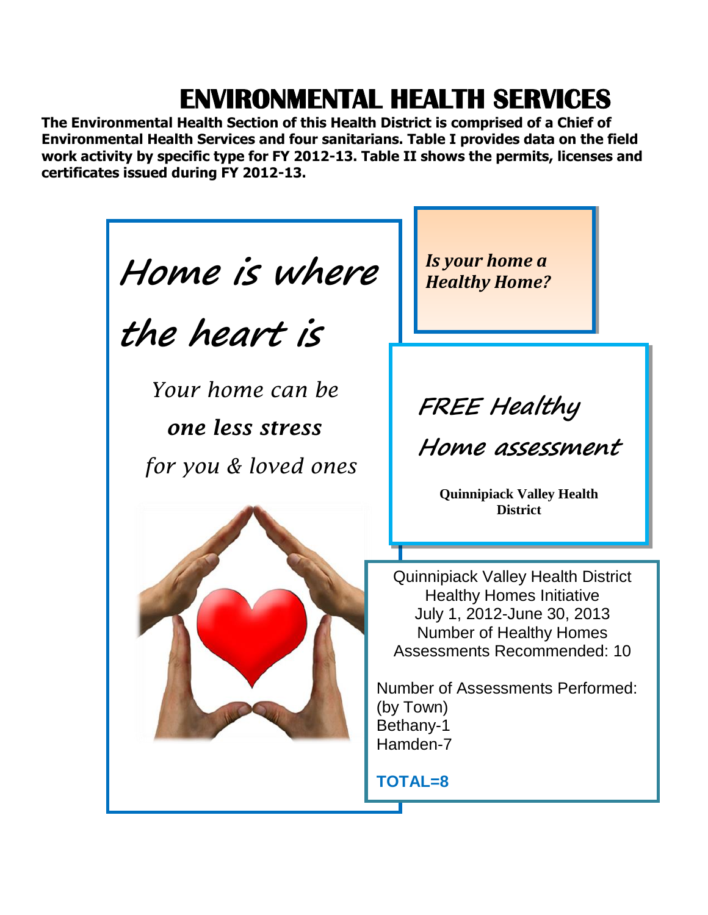# ENVIRONMENTAL HEALTH SERVICES

**The Environmental Health Section of this Health District is comprised of a Chief of Environmental Health Services and four sanitarians. Table I provides data on the field work activity by specific type for FY 2012-13. Table II shows the permits, licenses and certificates issued during FY 2012-13.**

*Home is where the heart is*

*Your home can be*
***one less stress***
*for you & loved ones*

***Is your home a Healthy Home?***

*FREE Healthy Home assessment*

**Quinnipiack Valley Health District**

Quinnipiack Valley Health District
Healthy Homes Initiative
July 1, 2012-June 30, 2013
Number of Healthy Homes Assessments Recommended: 10

Number of Assessments Performed:
(by Town)
Bethany-1
Hamden-7

**TOTAL=8**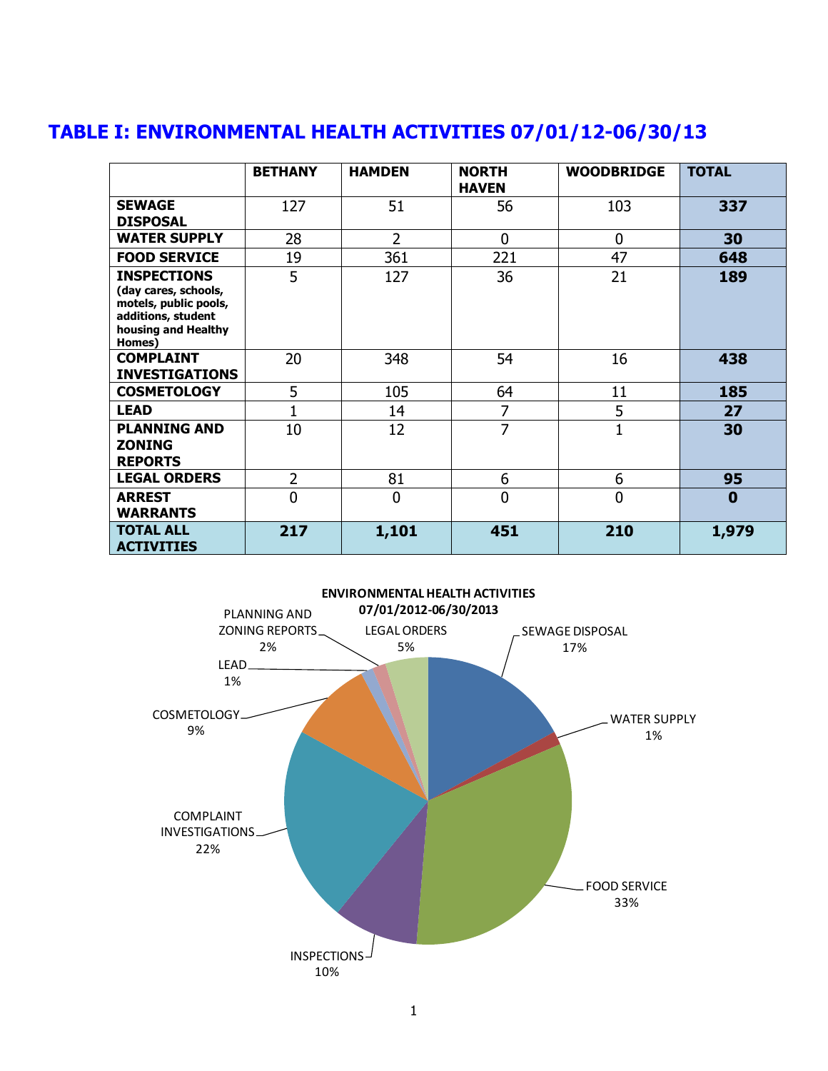# TABLE I: ENVIRONMENTAL HEALTH ACTIVITIES 07/01/12-06/30/13

| | BETHANY | HAMDEN | NORTH HAVEN | WOODBRIDGE | TOTAL |
|---|---|---|---|---|---|
| **SEWAGE DISPOSAL** | 127 | 51 | 56 | 103 | **337** |
| **WATER SUPPLY** | 28 | 2 | 0 | 0 | **30** |
| **FOOD SERVICE** | 19 | 361 | 221 | 47 | **648** |
| **INSPECTIONS** (day cares, schools, motels, public pools, additions, student housing and Healthy Homes) | 5 | 127 | 36 | 21 | **189** |
| **COMPLAINT INVESTIGATIONS** | 20 | 348 | 54 | 16 | **438** |
| **COSMETOLOGY** | 5 | 105 | 64 | 11 | **185** |
| **LEAD** | 1 | 14 | 7 | 5 | **27** |
| **PLANNING AND ZONING REPORTS** | 10 | 12 | 7 | 1 | **30** |
| **LEGAL ORDERS** | 2 | 81 | 6 | 6 | **95** |
| **ARREST WARRANTS** | 0 | 0 | 0 | 0 | **0** |
| **TOTAL ALL ACTIVITIES** | **217** | **1,101** | **451** | **210** | **1,979** |

**ENVIRONMENTAL HEALTH ACTIVITIES 07/01/2012-06/30/2013**

| Activity | Percentage |
|---|---|
| SEWAGE DISPOSAL | 17% |
| WATER SUPPLY | 1% |
| FOOD SERVICE | 33% |
| INSPECTIONS | 10% |
| COMPLAINT INVESTIGATIONS | 22% |
| COSMETOLOGY | 9% |
| LEAD | 1% |
| PLANNING AND ZONING REPORTS | 2% |
| LEGAL ORDERS | 5% |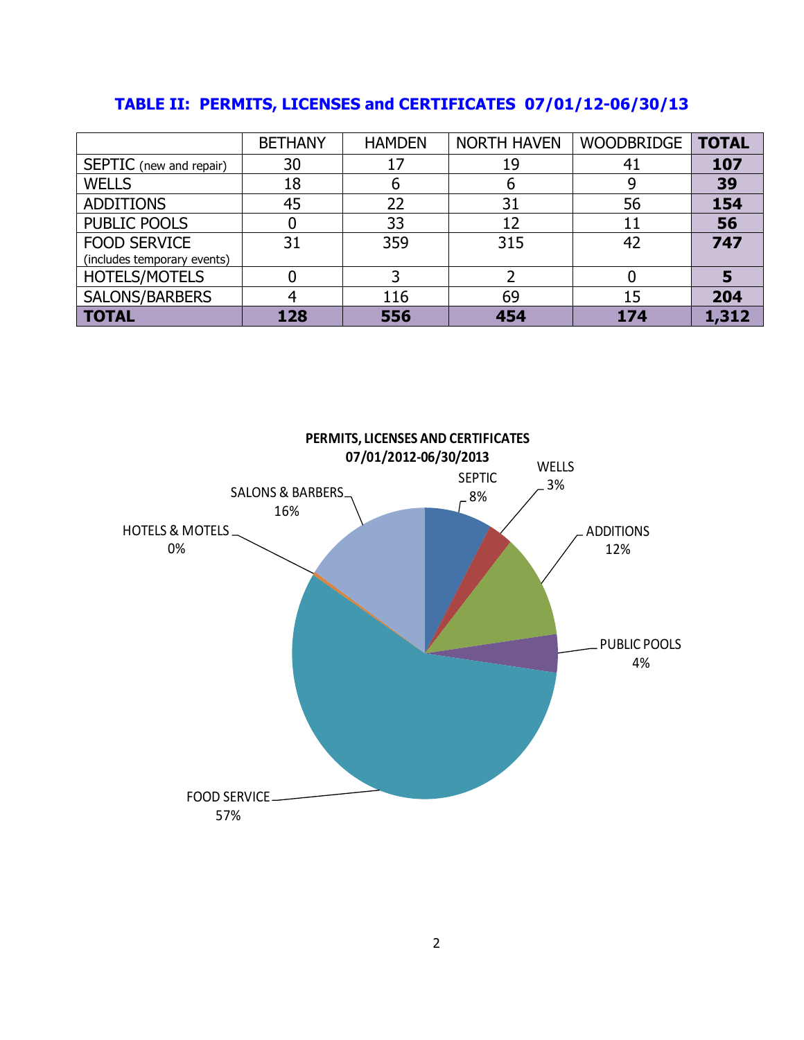## TABLE II: PERMITS, LICENSES and CERTIFICATES 07/01/12-06/30/13

| | BETHANY | HAMDEN | NORTH HAVEN | WOODBRIDGE | **TOTAL** |
|---|---|---|---|---|---|
| SEPTIC (new and repair) | 30 | 17 | 19 | 41 | **107** |
| WELLS | 18 | 6 | 6 | 9 | **39** |
| ADDITIONS | 45 | 22 | 31 | 56 | **154** |
| PUBLIC POOLS | 0 | 33 | 12 | 11 | **56** |
| FOOD SERVICE (includes temporary events) | 31 | 359 | 315 | 42 | **747** |
| HOTELS/MOTELS | 0 | 3 | 2 | 0 | **5** |
| SALONS/BARBERS | 4 | 116 | 69 | 15 | **204** |
| **TOTAL** | **128** | **556** | **454** | **174** | **1,312** |

**PERMITS, LICENSES AND CERTIFICATES**
**07/01/2012-06/30/2013**

- SEPTIC 8%
- WELLS 3%
- ADDITIONS 12%
- PUBLIC POOLS 4%
- FOOD SERVICE 57%
- HOTELS & MOTELS 0%
- SALONS & BARBERS 16%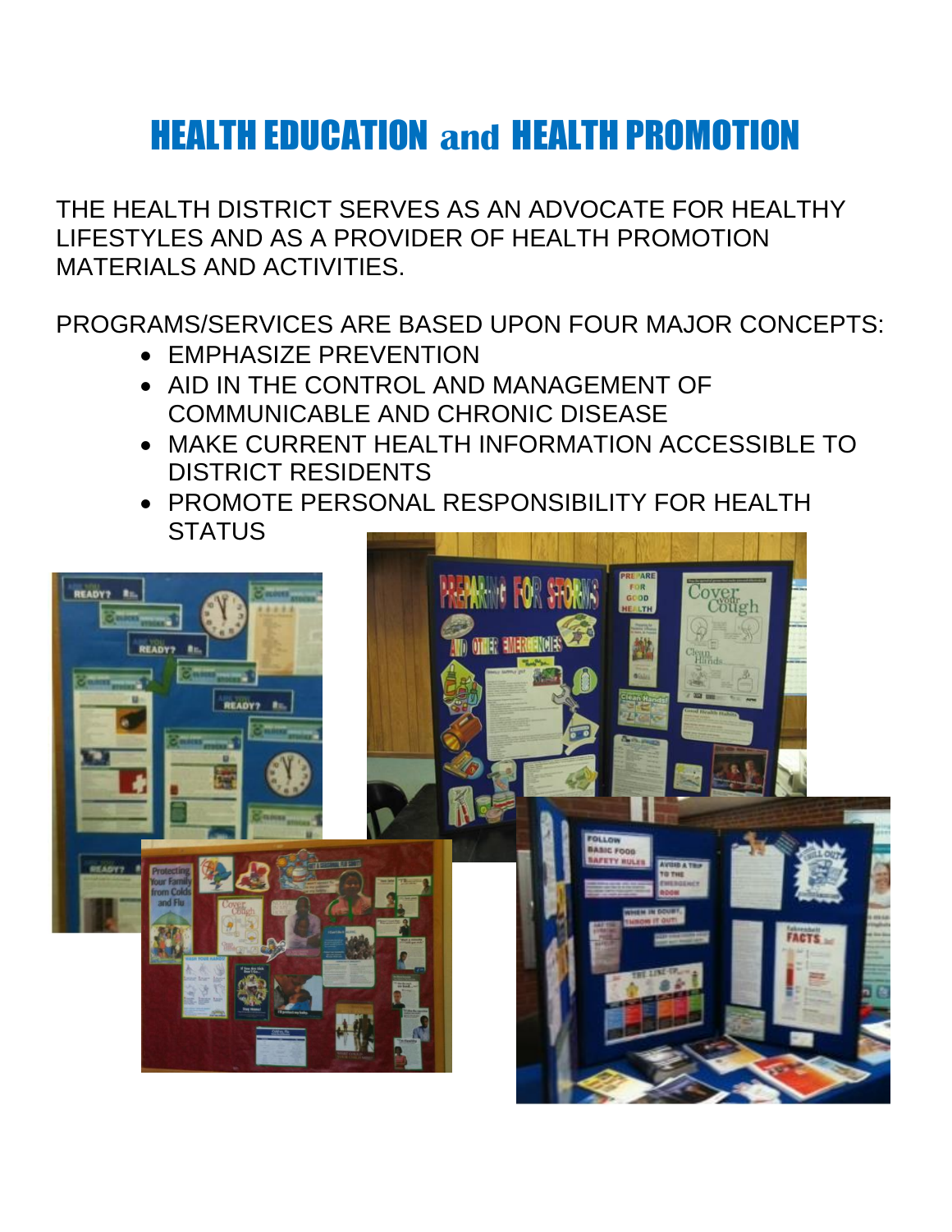# HEALTH EDUCATION and HEALTH PROMOTION

THE HEALTH DISTRICT SERVES AS AN ADVOCATE FOR HEALTHY LIFESTYLES AND AS A PROVIDER OF HEALTH PROMOTION MATERIALS AND ACTIVITIES.

PROGRAMS/SERVICES ARE BASED UPON FOUR MAJOR CONCEPTS:

- EMPHASIZE PREVENTION
- AID IN THE CONTROL AND MANAGEMENT OF COMMUNICABLE AND CHRONIC DISEASE
- MAKE CURRENT HEALTH INFORMATION ACCESSIBLE TO DISTRICT RESIDENTS
- PROMOTE PERSONAL RESPONSIBILITY FOR HEALTH STATUS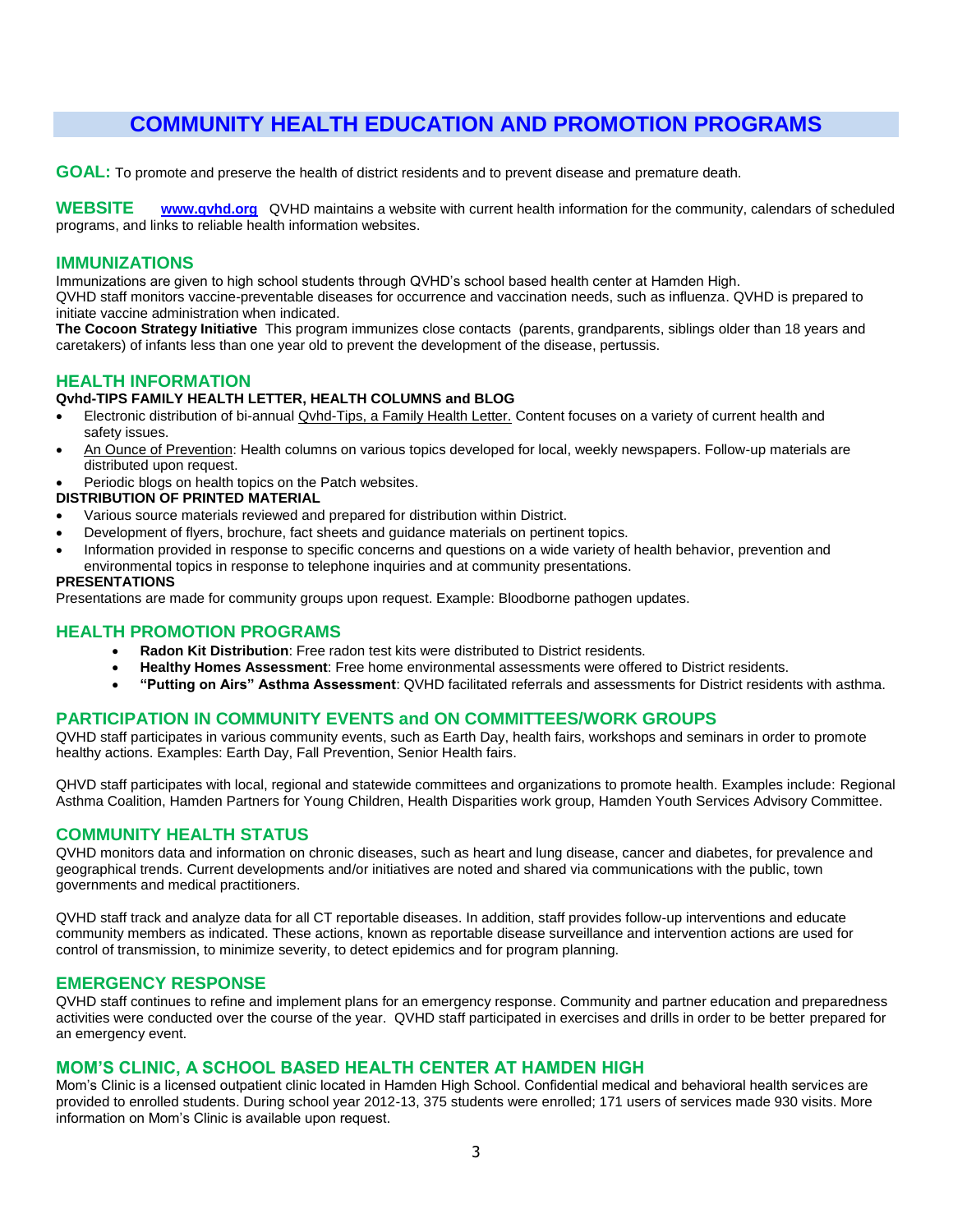# COMMUNITY HEALTH EDUCATION AND PROMOTION PROGRAMS

**GOAL:** To promote and preserve the health of district residents and to prevent disease and premature death.

**WEBSITE** **www.qvhd.org** QVHD maintains a website with current health information for the community, calendars of scheduled programs, and links to reliable health information websites.

## IMMUNIZATIONS

Immunizations are given to high school students through QVHD's school based health center at Hamden High.
QVHD staff monitors vaccine-preventable diseases for occurrence and vaccination needs, such as influenza. QVHD is prepared to initiate vaccine administration when indicated.
**The Cocoon Strategy Initiative** This program immunizes close contacts (parents, grandparents, siblings older than 18 years and caretakers) of infants less than one year old to prevent the development of the disease, pertussis.

## HEALTH INFORMATION

**Qvhd-TIPS FAMILY HEALTH LETTER, HEALTH COLUMNS and BLOG**

- Electronic distribution of bi-annual Qvhd-Tips, a Family Health Letter. Content focuses on a variety of current health and safety issues.
- An Ounce of Prevention: Health columns on various topics developed for local, weekly newspapers. Follow-up materials are distributed upon request.
- Periodic blogs on health topics on the Patch websites.

**DISTRIBUTION OF PRINTED MATERIAL**

- Various source materials reviewed and prepared for distribution within District.
- Development of flyers, brochure, fact sheets and guidance materials on pertinent topics.
- Information provided in response to specific concerns and questions on a wide variety of health behavior, prevention and environmental topics in response to telephone inquiries and at community presentations.

**PRESENTATIONS**

Presentations are made for community groups upon request. Example: Bloodborne pathogen updates.

## HEALTH PROMOTION PROGRAMS

- **Radon Kit Distribution**: Free radon test kits were distributed to District residents.
- **Healthy Homes Assessment**: Free home environmental assessments were offered to District residents.
- **"Putting on Airs" Asthma Assessment**: QVHD facilitated referrals and assessments for District residents with asthma.

## PARTICIPATION IN COMMUNITY EVENTS and ON COMMITTEES/WORK GROUPS

QVHD staff participates in various community events, such as Earth Day, health fairs, workshops and seminars in order to promote healthy actions. Examples: Earth Day, Fall Prevention, Senior Health fairs.

QHVD staff participates with local, regional and statewide committees and organizations to promote health. Examples include: Regional Asthma Coalition, Hamden Partners for Young Children, Health Disparities work group, Hamden Youth Services Advisory Committee.

## COMMUNITY HEALTH STATUS

QVHD monitors data and information on chronic diseases, such as heart and lung disease, cancer and diabetes, for prevalence and geographical trends. Current developments and/or initiatives are noted and shared via communications with the public, town governments and medical practitioners.

QVHD staff track and analyze data for all CT reportable diseases. In addition, staff provides follow-up interventions and educate community members as indicated. These actions, known as reportable disease surveillance and intervention actions are used for control of transmission, to minimize severity, to detect epidemics and for program planning.

## EMERGENCY RESPONSE

QVHD staff continues to refine and implement plans for an emergency response. Community and partner education and preparedness activities were conducted over the course of the year. QVHD staff participated in exercises and drills in order to be better prepared for an emergency event.

## MOM'S CLINIC, A SCHOOL BASED HEALTH CENTER AT HAMDEN HIGH

Mom's Clinic is a licensed outpatient clinic located in Hamden High School. Confidential medical and behavioral health services are provided to enrolled students. During school year 2012-13, 375 students were enrolled; 171 users of services made 930 visits. More information on Mom's Clinic is available upon request.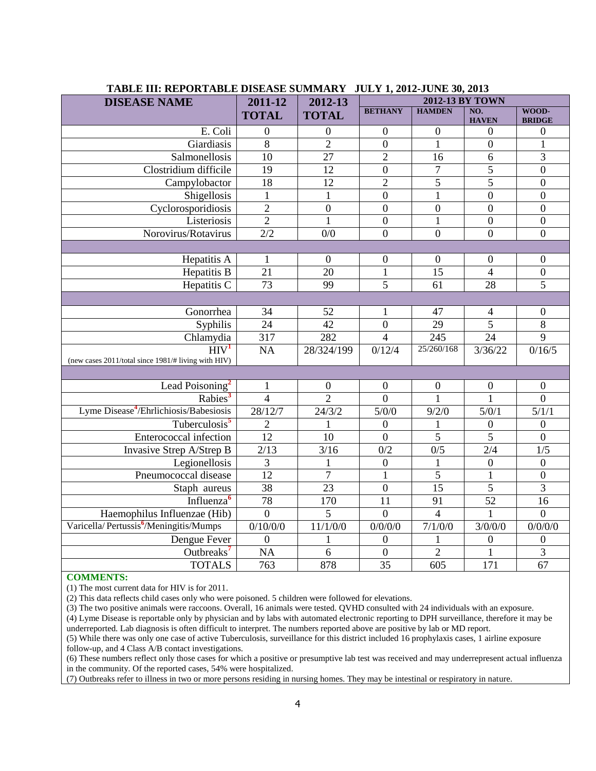## TABLE III: REPORTABLE DISEASE SUMMARY JULY 1, 2012-JUNE 30, 2013

| DISEASE NAME | 2011-12 TOTAL | 2012-13 TOTAL | 2012-13 BY TOWN | | | |
|---|---|---|---|---|---|---|
| | | | BETHANY | HAMDEN | NO. HAVEN | WOOD-BRIDGE |
| E. Coli | 0 | 0 | 0 | 0 | 0 | 0 |
| Giardiasis | 8 | 2 | 0 | 1 | 0 | 1 |
| Salmonellosis | 10 | 27 | 2 | 16 | 6 | 3 |
| Clostridium difficile | 19 | 12 | 0 | 7 | 5 | 0 |
| Campylobactor | 18 | 12 | 2 | 5 | 5 | 0 |
| Shigellosis | 1 | 1 | 0 | 1 | 0 | 0 |
| Cyclorosporidiosis | 2 | 0 | 0 | 0 | 0 | 0 |
| Listeriosis | 2 | 1 | 0 | 1 | 0 | 0 |
| Norovirus/Rotavirus | 2/2 | 0/0 | 0 | 0 | 0 | 0 |
| | | | | | | |
| Hepatitis A | 1 | 0 | 0 | 0 | 0 | 0 |
| Hepatitis B | 21 | 20 | 1 | 15 | 4 | 0 |
| Hepatitis C | 73 | 99 | 5 | 61 | 28 | 5 |
| | | | | | | |
| Gonorrhea | 34 | 52 | 1 | 47 | 4 | 0 |
| Syphilis | 24 | 42 | 0 | 29 | 5 | 8 |
| Chlamydia | 317 | 282 | 4 | 245 | 24 | 9 |
| HIV[1] (new cases 2011/total since 1981/# living with HIV) | NA | 28/324/199 | 0/12/4 | 25/260/168 | 3/36/22 | 0/16/5 |
| | | | | | | |
| Lead Poisoning[2] | 1 | 0 | 0 | 0 | 0 | 0 |
| Rabies[3] | 4 | 2 | 0 | 1 | 1 | 0 |
| Lyme Disease[4]/Ehrlichiosis/Babesiosis | 28/12/7 | 24/3/2 | 5/0/0 | 9/2/0 | 5/0/1 | 5/1/1 |
| Tuberculosis[5] | 2 | 1 | 0 | 1 | 0 | 0 |
| Enterococcal infection | 12 | 10 | 0 | 5 | 5 | 0 |
| Invasive Strep A/Strep B | 2/13 | 3/16 | 0/2 | 0/5 | 2/4 | 1/5 |
| Legionellosis | 3 | 1 | 0 | 1 | 0 | 0 |
| Pneumococcal disease | 12 | 7 | 1 | 5 | 1 | 0 |
| Staph aureus | 38 | 23 | 0 | 15 | 5 | 3 |
| Influenza[6] | 78 | 170 | 11 | 91 | 52 | 16 |
| Haemophilus Influenzae (Hib) | 0 | 5 | 0 | 4 | 1 | 0 |
| Varicella/ Pertussis[6]/Meningitis/Mumps | 0/10/0/0 | 11/1/0/0 | 0/0/0/0 | 7/1/0/0 | 3/0/0/0 | 0/0/0/0 |
| Dengue Fever | 0 | 1 | 0 | 1 | 0 | 0 |
| Outbreaks[7] | NA | 6 | 0 | 2 | 1 | 3 |
| TOTALS | 763 | 878 | 35 | 605 | 171 | 67 |

**COMMENTS:**

(1) The most current data for HIV is for 2011.

(2) This data reflects child cases only who were poisoned. 5 children were followed for elevations.

(3) The two positive animals were raccoons. Overall, 16 animals were tested. QVHD consulted with 24 individuals with an exposure.

(4) Lyme Disease is reportable only by physician and by labs with automated electronic reporting to DPH surveillance, therefore it may be underreported. Lab diagnosis is often difficult to interpret. The numbers reported above are positive by lab or MD report.

(5) While there was only one case of active Tuberculosis, surveillance for this district included 16 prophylaxis cases, 1 airline exposure follow-up, and 4 Class A/B contact investigations.

(6) These numbers reflect only those cases for which a positive or presumptive lab test was received and may underrepresent actual influenza in the community. Of the reported cases, 54% were hospitalized.

(7) Outbreaks refer to illness in two or more persons residing in nursing homes. They may be intestinal or respiratory in nature.